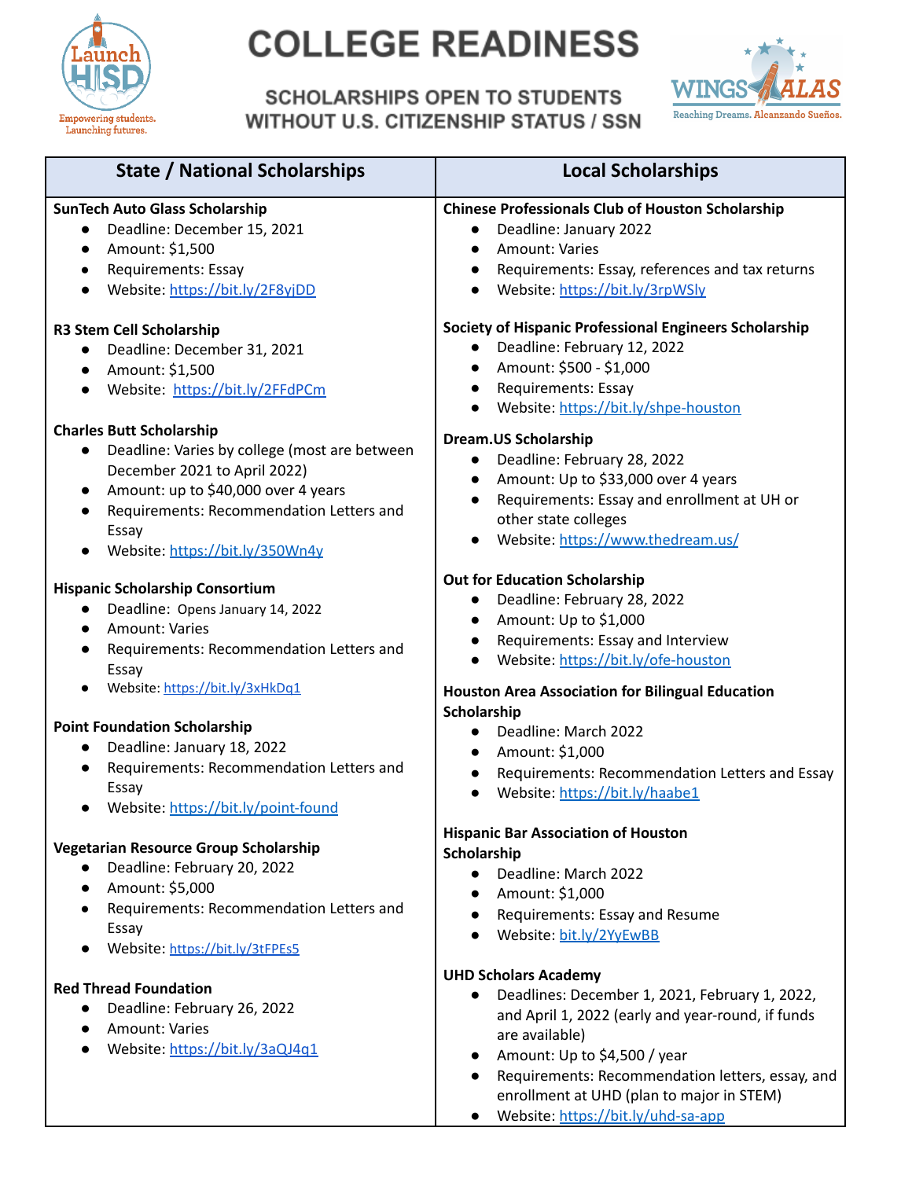# COLLEGE READINESS

### SCHOLARSHIPS OPEN TO STUDENTS WITHOUT U.S. CITIZENSHIP STATUS / SSN

Launch HISD — Empowering students. Launching futures.

WINGS ALAS — Reaching Dreams. Alcanzando Sueños.

## State / National Scholarships

**SunTech Auto Glass Scholarship**
- Deadline: December 15, 2021
- Amount: $1,500
- Requirements: Essay
- Website: https://bit.ly/2F8yjDD

**R3 Stem Cell Scholarship**
- Deadline: December 31, 2021
- Amount: $1,500
- Website: https://bit.ly/2FFdPCm

**Charles Butt Scholarship**
- Deadline: Varies by college (most are between December 2021 to April 2022)
- Amount: up to $40,000 over 4 years
- Requirements: Recommendation Letters and Essay
- Website: https://bit.ly/350Wn4y

**Hispanic Scholarship Consortium**
- Deadline: Opens January 14, 2022
- Amount: Varies
- Requirements: Recommendation Letters and Essay
- Website: https://bit.ly/3xHkDq1

**Point Foundation Scholarship**
- Deadline: January 18, 2022
- Requirements: Recommendation Letters and Essay
- Website: https://bit.ly/point-found

**Vegetarian Resource Group Scholarship**
- Deadline: February 20, 2022
- Amount: $5,000
- Requirements: Recommendation Letters and Essay
- Website: https://bit.ly/3tFPEs5

**Red Thread Foundation**
- Deadline: February 26, 2022
- Amount: Varies
- Website: https://bit.ly/3aQJ4q1

## Local Scholarships

**Chinese Professionals Club of Houston Scholarship**
- Deadline: January 2022
- Amount: Varies
- Requirements: Essay, references and tax returns
- Website: https://bit.ly/3rpWSly

**Society of Hispanic Professional Engineers Scholarship**
- Deadline: February 12, 2022
- Amount: $500 - $1,000
- Requirements: Essay
- Website: https://bit.ly/shpe-houston

**Dream.US Scholarship**
- Deadline: February 28, 2022
- Amount: Up to $33,000 over 4 years
- Requirements: Essay and enrollment at UH or other state colleges
- Website: https://www.thedream.us/

**Out for Education Scholarship**
- Deadline: February 28, 2022
- Amount: Up to $1,000
- Requirements: Essay and Interview
- Website: https://bit.ly/ofe-houston

**Houston Area Association for Bilingual Education Scholarship**
- Deadline: March 2022
- Amount: $1,000
- Requirements: Recommendation Letters and Essay
- Website: https://bit.ly/haabe1

**Hispanic Bar Association of Houston Scholarship**
- Deadline: March 2022
- Amount: $1,000
- Requirements: Essay and Resume
- Website: bit.ly/2YyEwBB

**UHD Scholars Academy**
- Deadlines: December 1, 2021, February 1, 2022, and April 1, 2022 (early and year-round, if funds are available)
- Amount: Up to $4,500 / year
- Requirements: Recommendation letters, essay, and enrollment at UHD (plan to major in STEM)
- Website: https://bit.ly/uhd-sa-app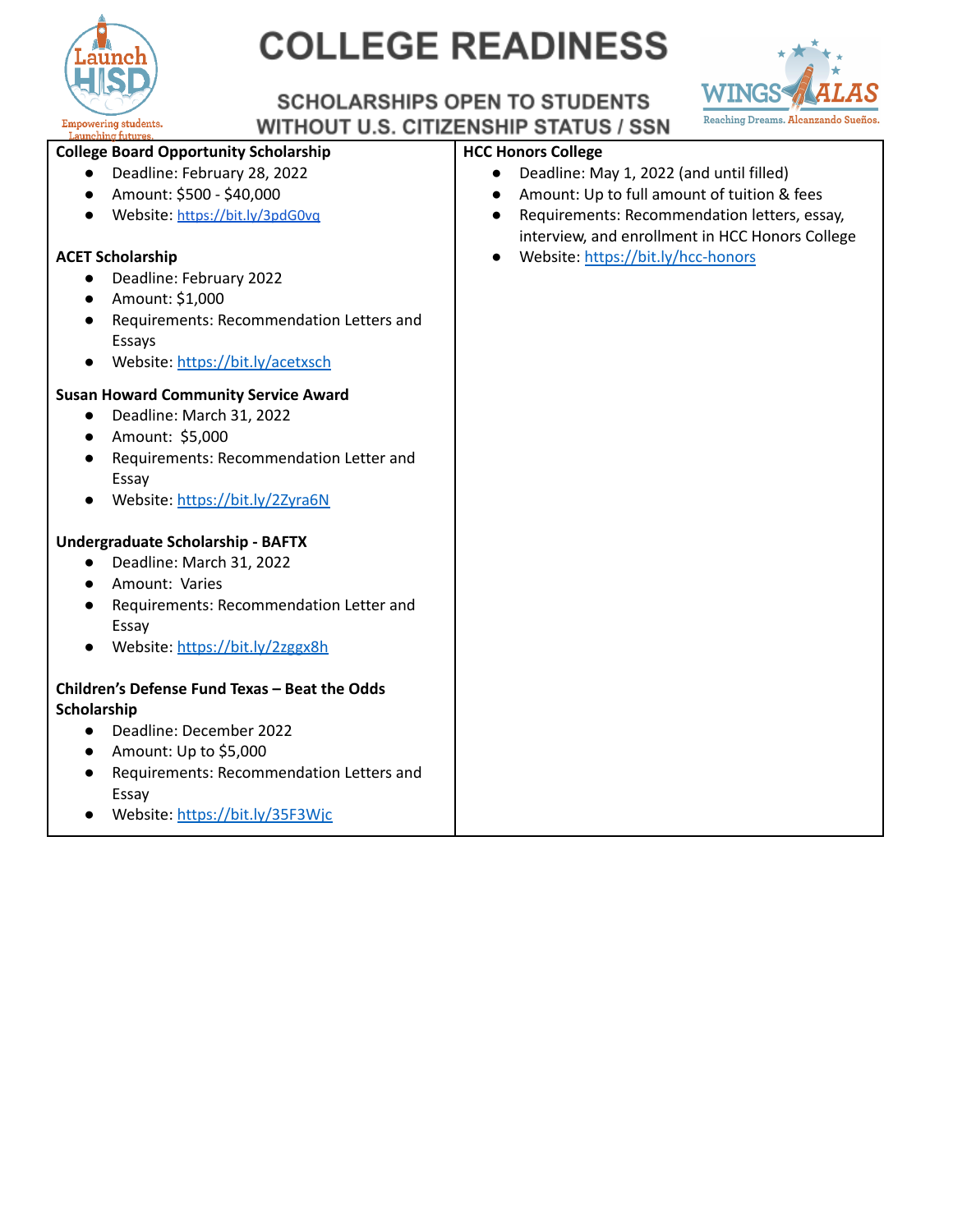# COLLEGE READINESS

## SCHOLARSHIPS OPEN TO STUDENTS WITHOUT U.S. CITIZENSHIP STATUS / SSN

**College Board Opportunity Scholarship**

- Deadline: February 28, 2022
- Amount: $500 - $40,000
- Website: https://bit.ly/3pdG0vq

**ACET Scholarship**

- Deadline: February 2022
- Amount: $1,000
- Requirements: Recommendation Letters and Essays
- Website: https://bit.ly/acetxsch

**Susan Howard Community Service Award**

- Deadline: March 31, 2022
- Amount: $5,000
- Requirements: Recommendation Letter and Essay
- Website: https://bit.ly/2Zyra6N

**Undergraduate Scholarship - BAFTX**

- Deadline: March 31, 2022
- Amount: Varies
- Requirements: Recommendation Letter and Essay
- Website: https://bit.ly/2zggx8h

**Children's Defense Fund Texas – Beat the Odds Scholarship**

- Deadline: December 2022
- Amount: Up to $5,000
- Requirements: Recommendation Letters and Essay
- Website: https://bit.ly/35F3Wjc

**HCC Honors College**

- Deadline: May 1, 2022 (and until filled)
- Amount: Up to full amount of tuition & fees
- Requirements: Recommendation letters, essay, interview, and enrollment in HCC Honors College
- Website: https://bit.ly/hcc-honors